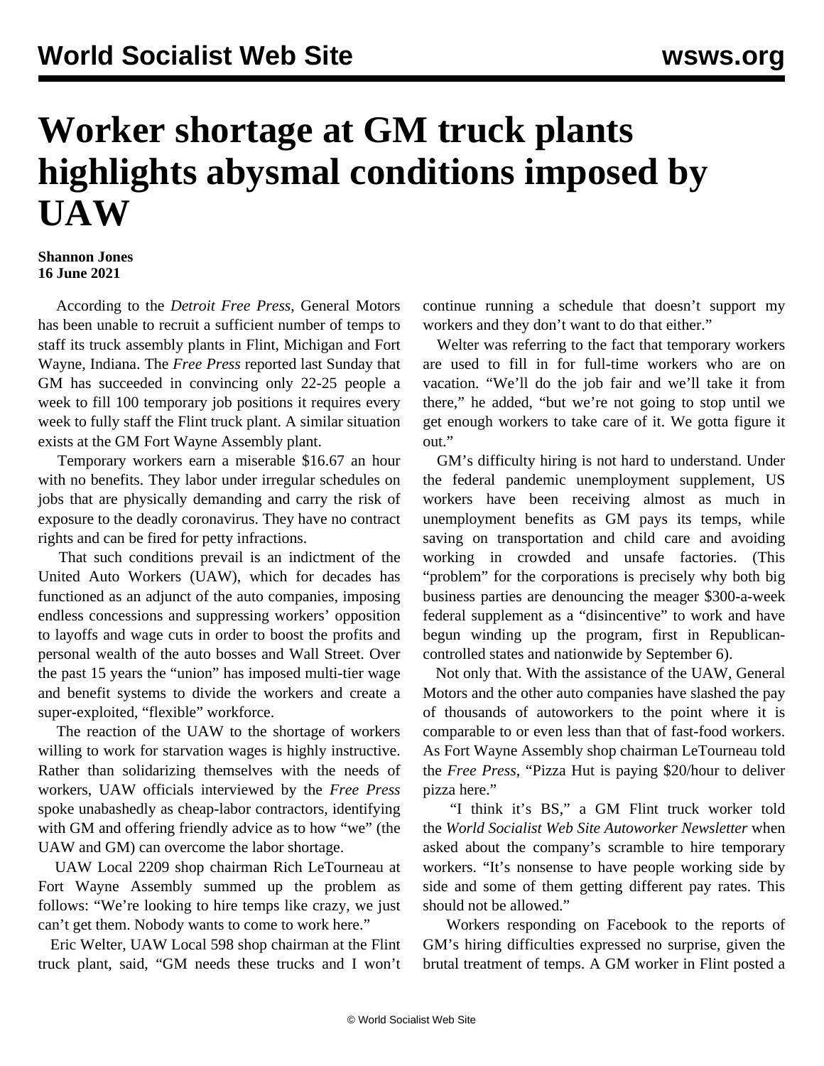# Worker shortage at GM truck plants highlights abysmal conditions imposed by UAW

**Shannon Jones**
**16 June 2021**

According to the *Detroit Free Press*, General Motors has been unable to recruit a sufficient number of temps to staff its truck assembly plants in Flint, Michigan and Fort Wayne, Indiana. The *Free Press* reported last Sunday that GM has succeeded in convincing only 22-25 people a week to fill 100 temporary job positions it requires every week to fully staff the Flint truck plant. A similar situation exists at the GM Fort Wayne Assembly plant.

Temporary workers earn a miserable $16.67 an hour with no benefits. They labor under irregular schedules on jobs that are physically demanding and carry the risk of exposure to the deadly coronavirus. They have no contract rights and can be fired for petty infractions.

That such conditions prevail is an indictment of the United Auto Workers (UAW), which for decades has functioned as an adjunct of the auto companies, imposing endless concessions and suppressing workers' opposition to layoffs and wage cuts in order to boost the profits and personal wealth of the auto bosses and Wall Street. Over the past 15 years the "union" has imposed multi-tier wage and benefit systems to divide the workers and create a super-exploited, "flexible" workforce.

The reaction of the UAW to the shortage of workers willing to work for starvation wages is highly instructive. Rather than solidarizing themselves with the needs of workers, UAW officials interviewed by the *Free Press* spoke unabashedly as cheap-labor contractors, identifying with GM and offering friendly advice as to how "we" (the UAW and GM) can overcome the labor shortage.

UAW Local 2209 shop chairman Rich LeTourneau at Fort Wayne Assembly summed up the problem as follows: "We're looking to hire temps like crazy, we just can't get them. Nobody wants to come to work here."

Eric Welter, UAW Local 598 shop chairman at the Flint truck plant, said, "GM needs these trucks and I won't continue running a schedule that doesn't support my workers and they don't want to do that either."

Welter was referring to the fact that temporary workers are used to fill in for full-time workers who are on vacation. "We'll do the job fair and we'll take it from there," he added, "but we're not going to stop until we get enough workers to take care of it. We gotta figure it out."

GM's difficulty hiring is not hard to understand. Under the federal pandemic unemployment supplement, US workers have been receiving almost as much in unemployment benefits as GM pays its temps, while saving on transportation and child care and avoiding working in crowded and unsafe factories. (This "problem" for the corporations is precisely why both big business parties are denouncing the meager $300-a-week federal supplement as a "disincentive" to work and have begun winding up the program, first in Republican-controlled states and nationwide by September 6).

Not only that. With the assistance of the UAW, General Motors and the other auto companies have slashed the pay of thousands of autoworkers to the point where it is comparable to or even less than that of fast-food workers. As Fort Wayne Assembly shop chairman LeTourneau told the *Free Press*, "Pizza Hut is paying $20/hour to deliver pizza here."

"I think it's BS," a GM Flint truck worker told the *World Socialist Web Site Autoworker Newsletter* when asked about the company's scramble to hire temporary workers. "It's nonsense to have people working side by side and some of them getting different pay rates. This should not be allowed."

Workers responding on Facebook to the reports of GM's hiring difficulties expressed no surprise, given the brutal treatment of temps. A GM worker in Flint posted a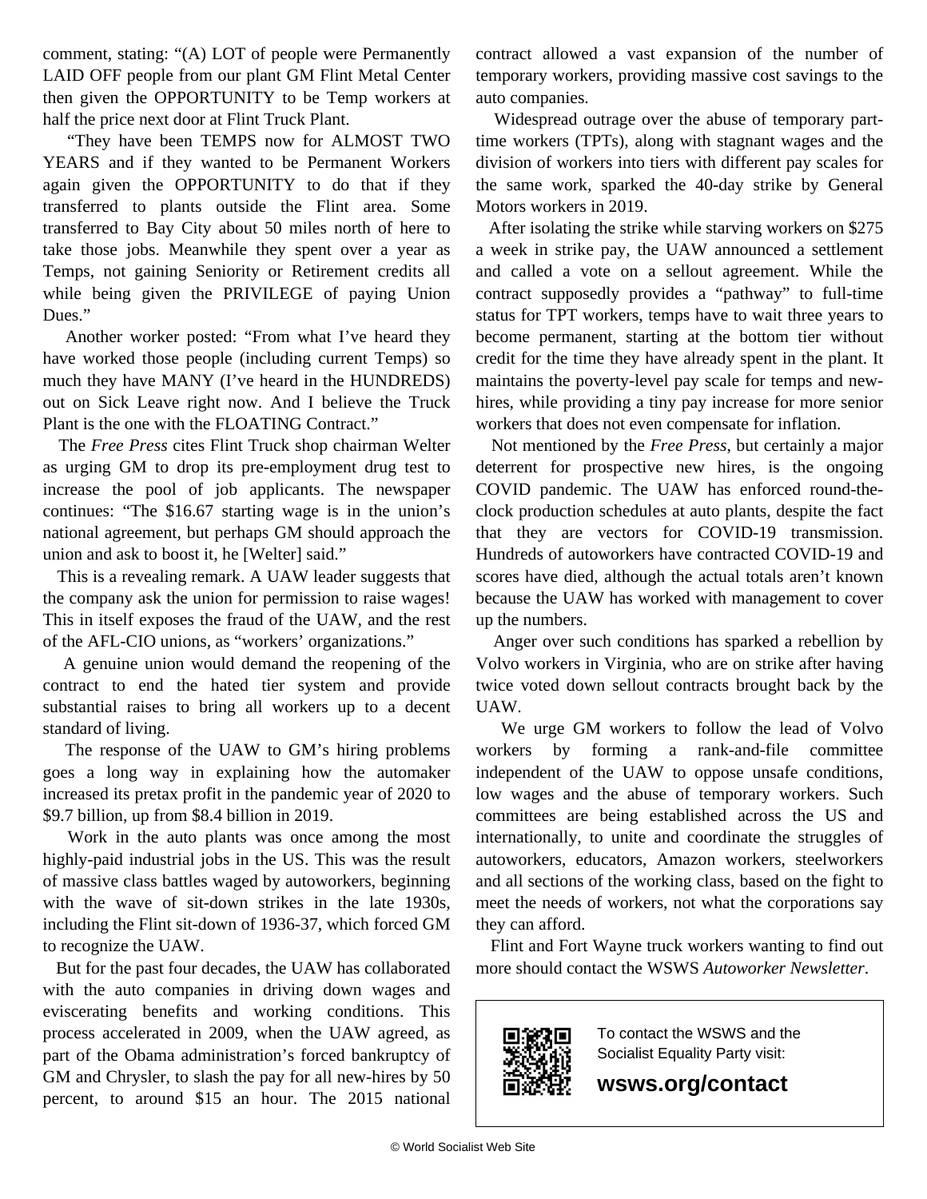comment, stating: "(A) LOT of people were Permanently LAID OFF people from our plant GM Flint Metal Center then given the OPPORTUNITY to be Temp workers at half the price next door at Flint Truck Plant.

"They have been TEMPS now for ALMOST TWO YEARS and if they wanted to be Permanent Workers again given the OPPORTUNITY to do that if they transferred to plants outside the Flint area. Some transferred to Bay City about 50 miles north of here to take those jobs. Meanwhile they spent over a year as Temps, not gaining Seniority or Retirement credits all while being given the PRIVILEGE of paying Union Dues."

Another worker posted: "From what I've heard they have worked those people (including current Temps) so much they have MANY (I've heard in the HUNDREDS) out on Sick Leave right now. And I believe the Truck Plant is the one with the FLOATING Contract."

The *Free Press* cites Flint Truck shop chairman Welter as urging GM to drop its pre-employment drug test to increase the pool of job applicants. The newspaper continues: "The $16.67 starting wage is in the union's national agreement, but perhaps GM should approach the union and ask to boost it, he [Welter] said."

This is a revealing remark. A UAW leader suggests that the company ask the union for permission to raise wages! This in itself exposes the fraud of the UAW, and the rest of the AFL-CIO unions, as "workers' organizations."

A genuine union would demand the reopening of the contract to end the hated tier system and provide substantial raises to bring all workers up to a decent standard of living.

The response of the UAW to GM's hiring problems goes a long way in explaining how the automaker increased its pretax profit in the pandemic year of 2020 to $9.7 billion, up from $8.4 billion in 2019.

Work in the auto plants was once among the most highly-paid industrial jobs in the US. This was the result of massive class battles waged by autoworkers, beginning with the wave of sit-down strikes in the late 1930s, including the Flint sit-down of 1936-37, which forced GM to recognize the UAW.

But for the past four decades, the UAW has collaborated with the auto companies in driving down wages and eviscerating benefits and working conditions. This process accelerated in 2009, when the UAW agreed, as part of the Obama administration's forced bankruptcy of GM and Chrysler, to slash the pay for all new-hires by 50 percent, to around $15 an hour. The 2015 national contract allowed a vast expansion of the number of temporary workers, providing massive cost savings to the auto companies.

Widespread outrage over the abuse of temporary part-time workers (TPTs), along with stagnant wages and the division of workers into tiers with different pay scales for the same work, sparked the 40-day strike by General Motors workers in 2019.

After isolating the strike while starving workers on $275 a week in strike pay, the UAW announced a settlement and called a vote on a sellout agreement. While the contract supposedly provides a "pathway" to full-time status for TPT workers, temps have to wait three years to become permanent, starting at the bottom tier without credit for the time they have already spent in the plant. It maintains the poverty-level pay scale for temps and new-hires, while providing a tiny pay increase for more senior workers that does not even compensate for inflation.

Not mentioned by the *Free Press*, but certainly a major deterrent for prospective new hires, is the ongoing COVID pandemic. The UAW has enforced round-the-clock production schedules at auto plants, despite the fact that they are vectors for COVID-19 transmission. Hundreds of autoworkers have contracted COVID-19 and scores have died, although the actual totals aren't known because the UAW has worked with management to cover up the numbers.

Anger over such conditions has sparked a rebellion by Volvo workers in Virginia, who are on strike after having twice voted down sellout contracts brought back by the UAW.

We urge GM workers to follow the lead of Volvo workers by forming a rank-and-file committee independent of the UAW to oppose unsafe conditions, low wages and the abuse of temporary workers. Such committees are being established across the US and internationally, to unite and coordinate the struggles of autoworkers, educators, Amazon workers, steelworkers and all sections of the working class, based on the fight to meet the needs of workers, not what the corporations say they can afford.

Flint and Fort Wayne truck workers wanting to find out more should contact the WSWS *Autoworker Newsletter*.

To contact the WSWS and the Socialist Equality Party visit:

**wsws.org/contact**